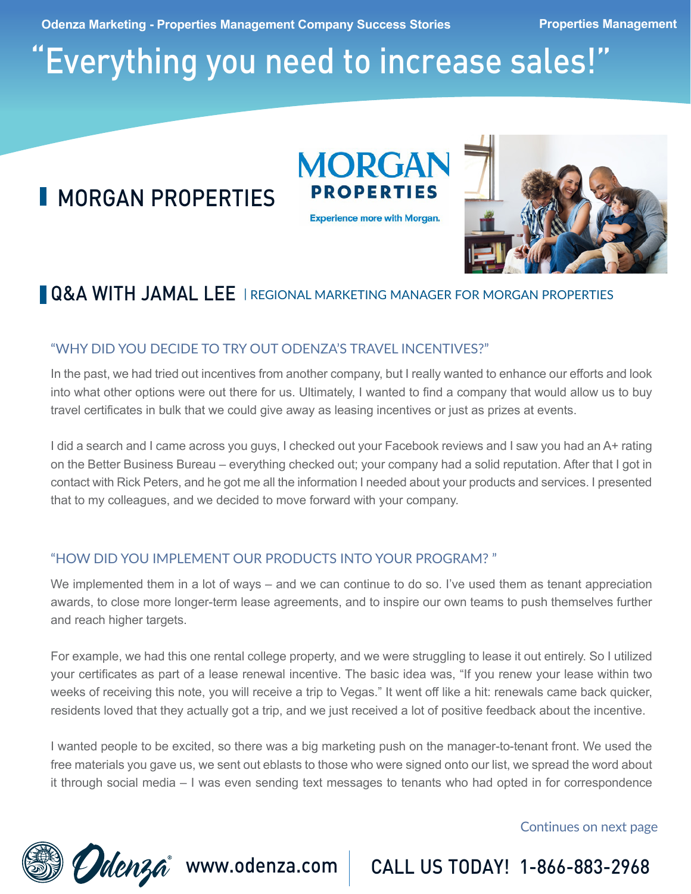# "Everything you need to increase sales!"

## MORGAN PROPERTIES

MORGAN PROPERTIES

Experience more with Morgan.

## Q&A WITH JAMAL LEE | REGIONAL MARKETING MANAGER FOR MORGAN PROPERTIES

### "WHY DID YOU DECIDE TO TRY OUT ODENZA'S TRAVEL INCENTIVES?"

In the past, we had tried out incentives from another company, but I really wanted to enhance our efforts and look into what other options were out there for us. Ultimately, I wanted to find a company that would allow us to buy travel certificates in bulk that we could give away as leasing incentives or just as prizes at events.

I did a search and I came across you guys, I checked out your Facebook reviews and I saw you had an A+ rating on the Better Business Bureau – everything checked out; your company had a solid reputation. After that I got in contact with Rick Peters, and he got me all the information I needed about your products and services. I presented that to my colleagues, and we decided to move forward with your company.

### "HOW DID YOU IMPLEMENT OUR PRODUCTS INTO YOUR PROGRAM? "

We implemented them in a lot of ways – and we can continue to do so. I've used them as tenant appreciation awards, to close more longer-term lease agreements, and to inspire our own teams to push themselves further and reach higher targets.

For example, we had this one rental college property, and we were struggling to lease it out entirely. So I utilized your certificates as part of a lease renewal incentive. The basic idea was, "If you renew your lease within two weeks of receiving this note, you will receive a trip to Vegas." It went off like a hit: renewals came back quicker, residents loved that they actually got a trip, and we just received a lot of positive feedback about the incentive.

I wanted people to be excited, so there was a big marketing push on the manager-to-tenant front. We used the free materials you gave us, we sent out eblasts to those who were signed onto our list, we spread the word about it through social media – I was even sending text messages to tenants who had opted in for correspondence

Continues on next page

www.odenza.com | CALL US TODAY! 1-866-883-2968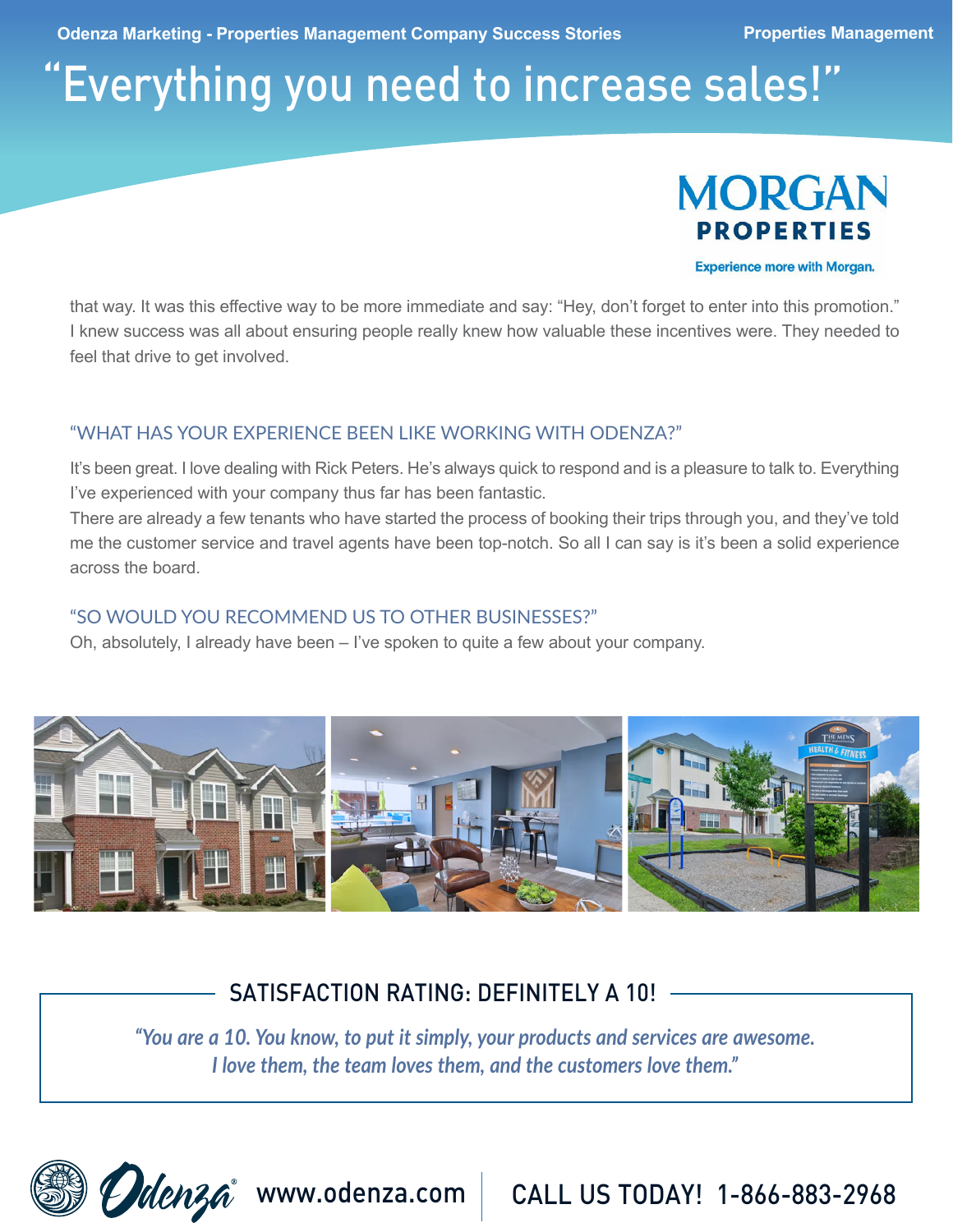# "Everything you need to increase sales!"

MORGAN PROPERTIES

Experience more with Morgan.

that way. It was this effective way to be more immediate and say: "Hey, don't forget to enter into this promotion." I knew success was all about ensuring people really knew how valuable these incentives were. They needed to feel that drive to get involved.

### "WHAT HAS YOUR EXPERIENCE BEEN LIKE WORKING WITH ODENZA?"

It's been great. I love dealing with Rick Peters. He's always quick to respond and is a pleasure to talk to. Everything I've experienced with your company thus far has been fantastic.

There are already a few tenants who have started the process of booking their trips through you, and they've told me the customer service and travel agents have been top-notch. So all I can say is it's been a solid experience across the board.

### "SO WOULD YOU RECOMMEND US TO OTHER BUSINESSES?"

Oh, absolutely, I already have been – I've spoken to quite a few about your company.

## SATISFACTION RATING: DEFINITELY A 10!

*"You are a 10. You know, to put it simply, your products and services are awesome. I love them, the team loves them, and the customers love them."*

Odenza® www.odenza.com | CALL US TODAY! 1-866-883-2968